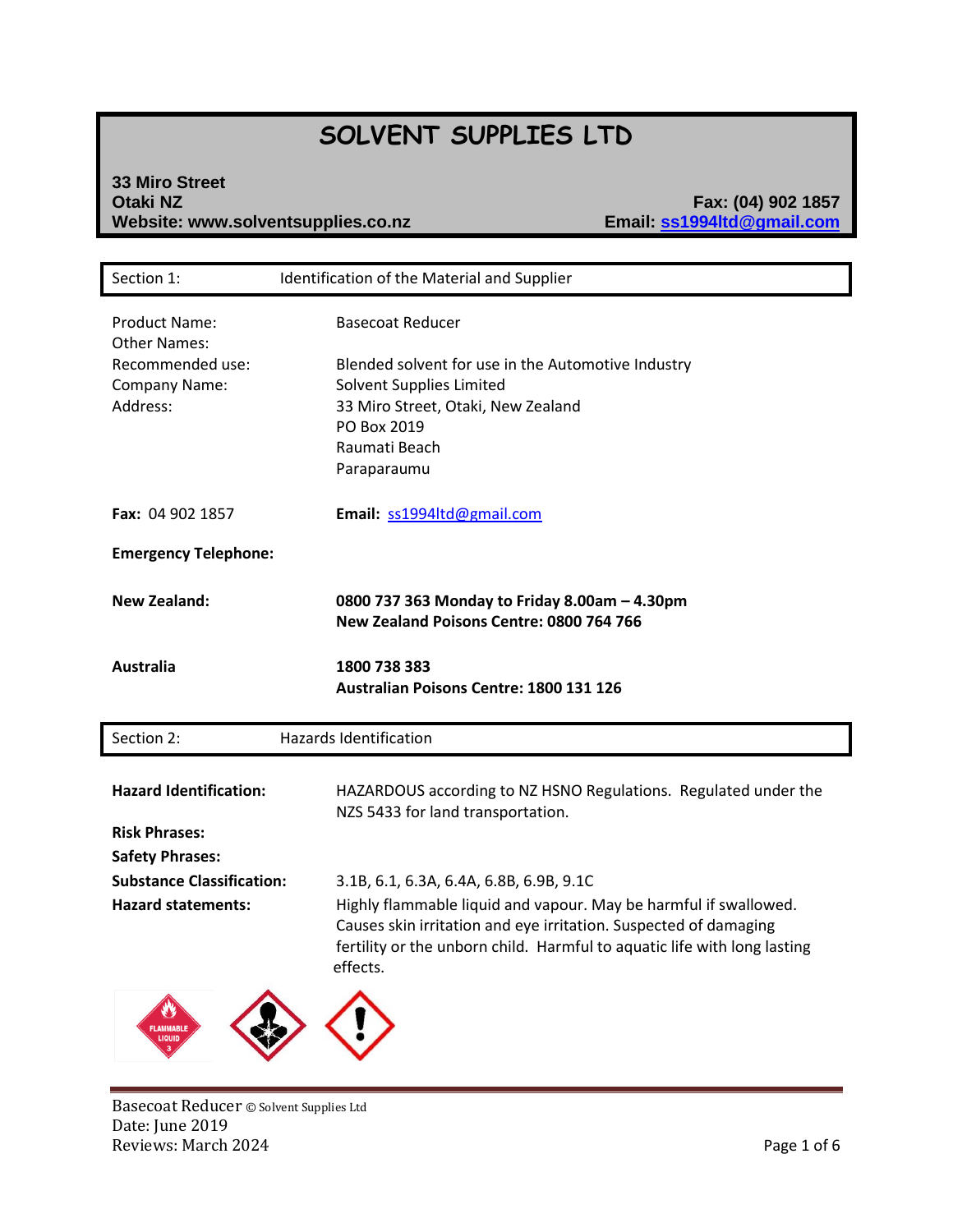# SOLVENT SUPPLIES LTD

**33 Miro Street**
**Otaki NZ**
**Website: www.solventsupplies.co.nz**

**Fax: (04) 902 1857**
**Email: ss1994ltd@gmail.com**

## Section 1: Identification of the Material and Supplier

| | |
|---|---|
| Product Name: | Basecoat Reducer |
| Other Names: | |
| Recommended use: | Blended solvent for use in the Automotive Industry |
| Company Name: | Solvent Supplies Limited |
| Address: | 33 Miro Street, Otaki, New Zealand<br>PO Box 2019<br>Raumati Beach<br>Paraparaumu |

**Fax:** 04 902 1857 **Email:** ss1994ltd@gmail.com

**Emergency Telephone:**

| | |
|---|---|
| **New Zealand:** | **0800 737 363 Monday to Friday 8.00am – 4.30pm**<br>**New Zealand Poisons Centre: 0800 764 766** |
| **Australia** | **1800 738 383**<br>**Australian Poisons Centre: 1800 131 126** |

## Section 2: Hazards Identification

| | |
|---|---|
| **Hazard Identification:** | HAZARDOUS according to NZ HSNO Regulations. Regulated under the NZS 5433 for land transportation. |
| **Risk Phrases:** | |
| **Safety Phrases:** | |
| **Substance Classification:** | 3.1B, 6.1, 6.3A, 6.4A, 6.8B, 6.9B, 9.1C |
| **Hazard statements:** | Highly flammable liquid and vapour. May be harmful if swallowed. Causes skin irritation and eye irritation. Suspected of damaging fertility or the unborn child. Harmful to aquatic life with long lasting effects. |

FLAMMABLE LIQUID 3

Basecoat Reducer © Solvent Supplies Ltd
Date: June 2019
Reviews: March 2024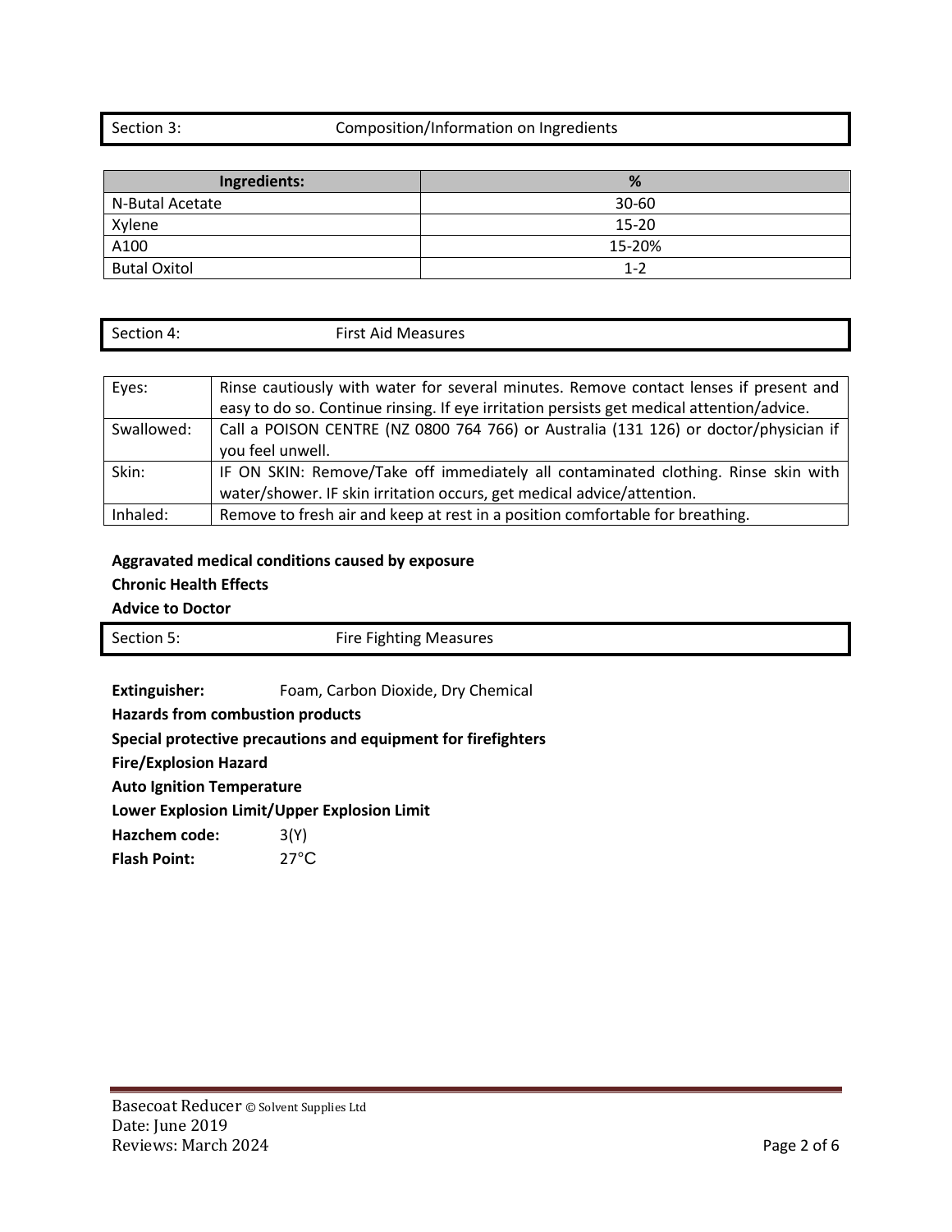## Section 3: Composition/Information on Ingredients

| Ingredients: | % |
|---|---|
| N-Butal Acetate | 30-60 |
| Xylene | 15-20 |
| A100 | 15-20% |
| Butal Oxitol | 1-2 |

## Section 4: First Aid Measures

| | |
|---|---|
| Eyes: | Rinse cautiously with water for several minutes. Remove contact lenses if present and easy to do so. Continue rinsing. If eye irritation persists get medical attention/advice. |
| Swallowed: | Call a POISON CENTRE (NZ 0800 764 766) or Australia (131 126) or doctor/physician if you feel unwell. |
| Skin: | IF ON SKIN: Remove/Take off immediately all contaminated clothing. Rinse skin with water/shower. IF skin irritation occurs, get medical advice/attention. |
| Inhaled: | Remove to fresh air and keep at rest in a position comfortable for breathing. |

**Aggravated medical conditions caused by exposure**

**Chronic Health Effects**

**Advice to Doctor**

## Section 5: Fire Fighting Measures

**Extinguisher:** Foam, Carbon Dioxide, Dry Chemical

**Hazards from combustion products**

**Special protective precautions and equipment for firefighters**

**Fire/Explosion Hazard**

**Auto Ignition Temperature**

**Lower Explosion Limit/Upper Explosion Limit**

**Hazchem code:** 3(Y)

**Flash Point:** 27°C

Basecoat Reducer © Solvent Supplies Ltd
Date: June 2019
Reviews: March 2024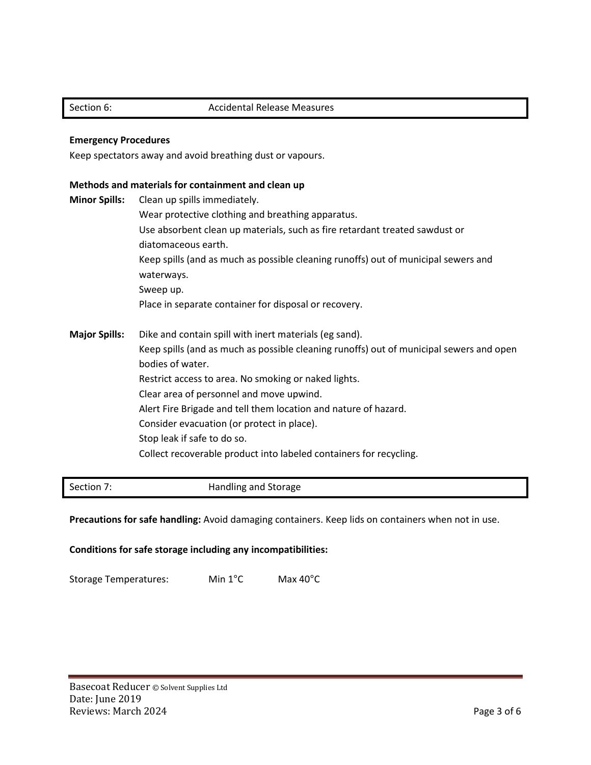## Section 6: Accidental Release Measures

**Emergency Procedures**

Keep spectators away and avoid breathing dust or vapours.

**Methods and materials for containment and clean up**

**Minor Spills:**

- Clean up spills immediately.
- Wear protective clothing and breathing apparatus.
- Use absorbent clean up materials, such as fire retardant treated sawdust or diatomaceous earth.
- Keep spills (and as much as possible cleaning runoffs) out of municipal sewers and waterways.
- Sweep up.
- Place in separate container for disposal or recovery.

**Major Spills:**

- Dike and contain spill with inert materials (eg sand).
- Keep spills (and as much as possible cleaning runoffs) out of municipal sewers and open bodies of water.
- Restrict access to area. No smoking or naked lights.
- Clear area of personnel and move upwind.
- Alert Fire Brigade and tell them location and nature of hazard.
- Consider evacuation (or protect in place).
- Stop leak if safe to do so.
- Collect recoverable product into labeled containers for recycling.

## Section 7: Handling and Storage

**Precautions for safe handling:** Avoid damaging containers. Keep lids on containers when not in use.

**Conditions for safe storage including any incompatibilities:**

Storage Temperatures: Min 1°C Max 40°C

Basecoat Reducer © Solvent Supplies Ltd
Date: June 2019
Reviews: March 2024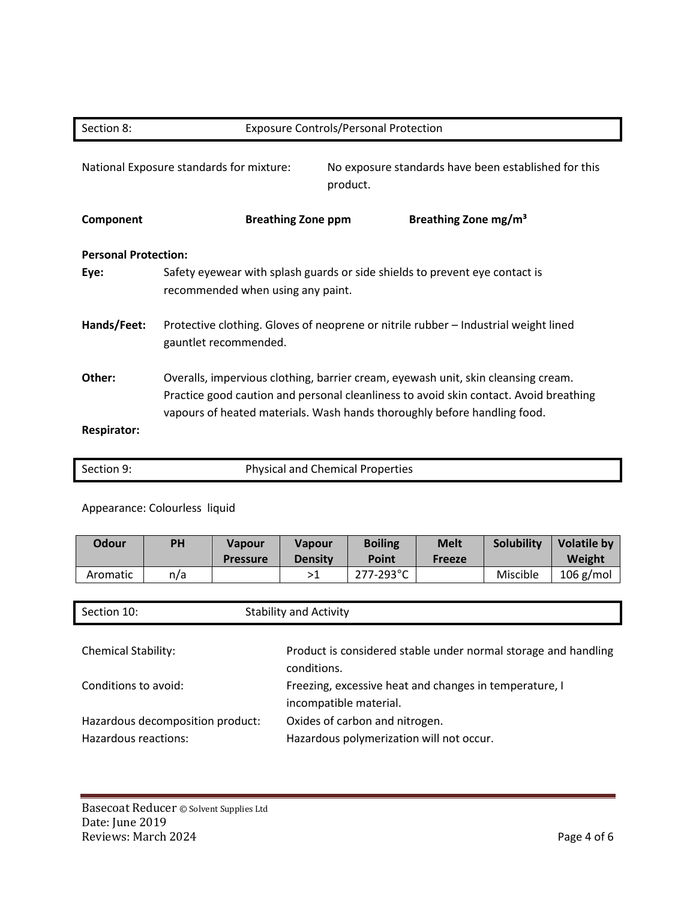## Section 8: Exposure Controls/Personal Protection

National Exposure standards for mixture: No exposure standards have been established for this product.

| Component | Breathing Zone ppm | Breathing Zone mg/m³ |
|---|---|---|

**Personal Protection:**

**Eye:** Safety eyewear with splash guards or side shields to prevent eye contact is recommended when using any paint.

**Hands/Feet:** Protective clothing. Gloves of neoprene or nitrile rubber – Industrial weight lined gauntlet recommended.

**Other:** Overalls, impervious clothing, barrier cream, eyewash unit, skin cleansing cream. Practice good caution and personal cleanliness to avoid skin contact. Avoid breathing vapours of heated materials. Wash hands thoroughly before handling food.

**Respirator:**

## Section 9: Physical and Chemical Properties

Appearance: Colourless liquid

| Odour | PH | Vapour Pressure | Vapour Density | Boiling Point | Melt Freeze | Solubility | Volatile by Weight |
|---|---|---|---|---|---|---|---|
| Aromatic | n/a | | >1 | 277-293°C | | Miscible | 106 g/mol |

## Section 10: Stability and Activity

Chemical Stability: Product is considered stable under normal storage and handling conditions.

Conditions to avoid: Freezing, excessive heat and changes in temperature, I incompatible material.

Hazardous decomposition product: Oxides of carbon and nitrogen.

Hazardous reactions: Hazardous polymerization will not occur.

Basecoat Reducer © Solvent Supplies Ltd
Date: June 2019
Reviews: March 2024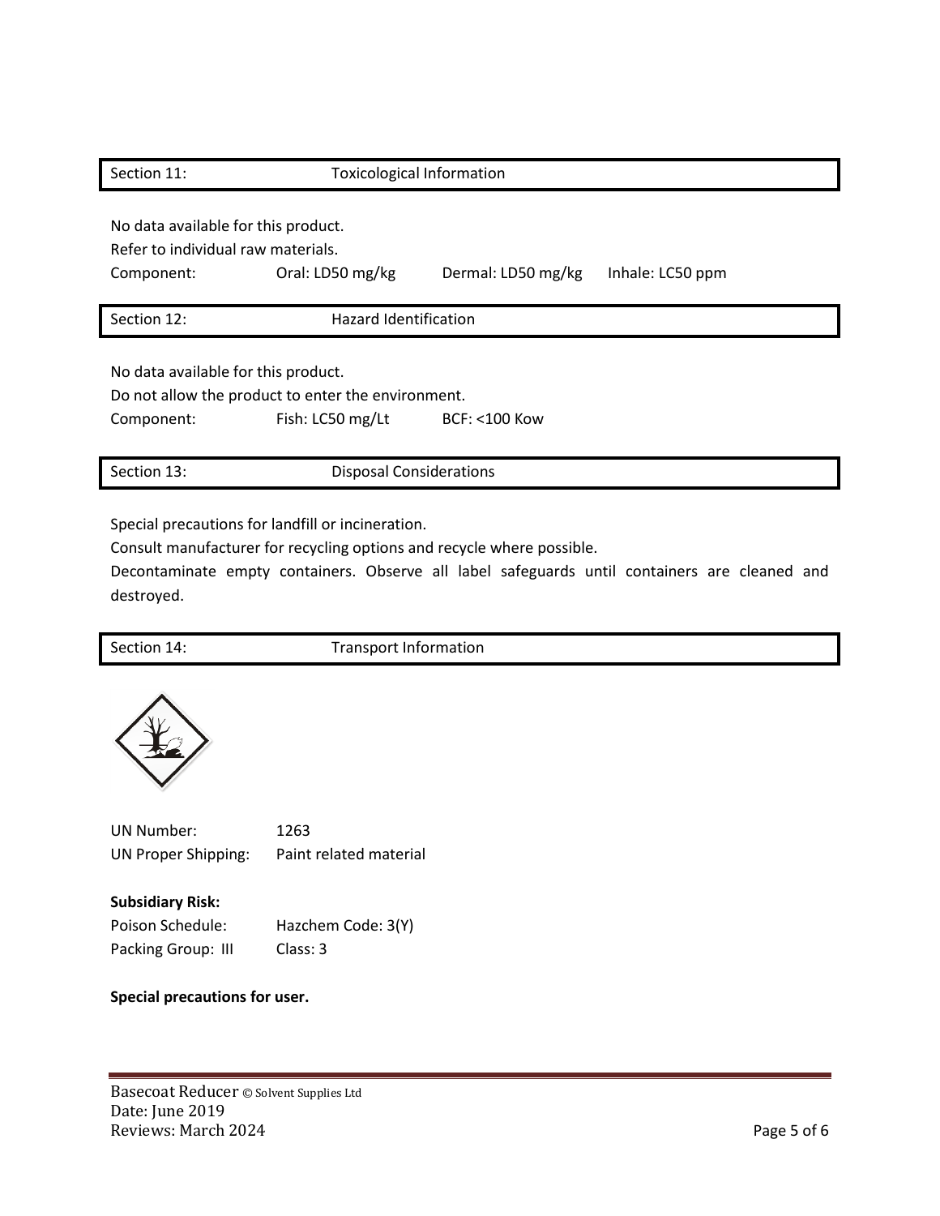## Section 11: Toxicological Information

No data available for this product.
Refer to individual raw materials.

| Component: | Oral: LD50 mg/kg | Dermal: LD50 mg/kg | Inhale: LC50 ppm |
|---|---|---|---|

## Section 12: Hazard Identification

No data available for this product.
Do not allow the product to enter the environment.

| Component: | Fish: LC50 mg/Lt | BCF: <100 Kow |
|---|---|---|

## Section 13: Disposal Considerations

Special precautions for landfill or incineration.
Consult manufacturer for recycling options and recycle where possible.
Decontaminate empty containers. Observe all label safeguards until containers are cleaned and destroyed.

## Section 14: Transport Information

| | |
|---|---|
| UN Number: | 1263 |
| UN Proper Shipping: | Paint related material |

**Subsidiary Risk:**

| | |
|---|---|
| Poison Schedule: | Hazchem Code: 3(Y) |
| Packing Group: III | Class: 3 |

**Special precautions for user.**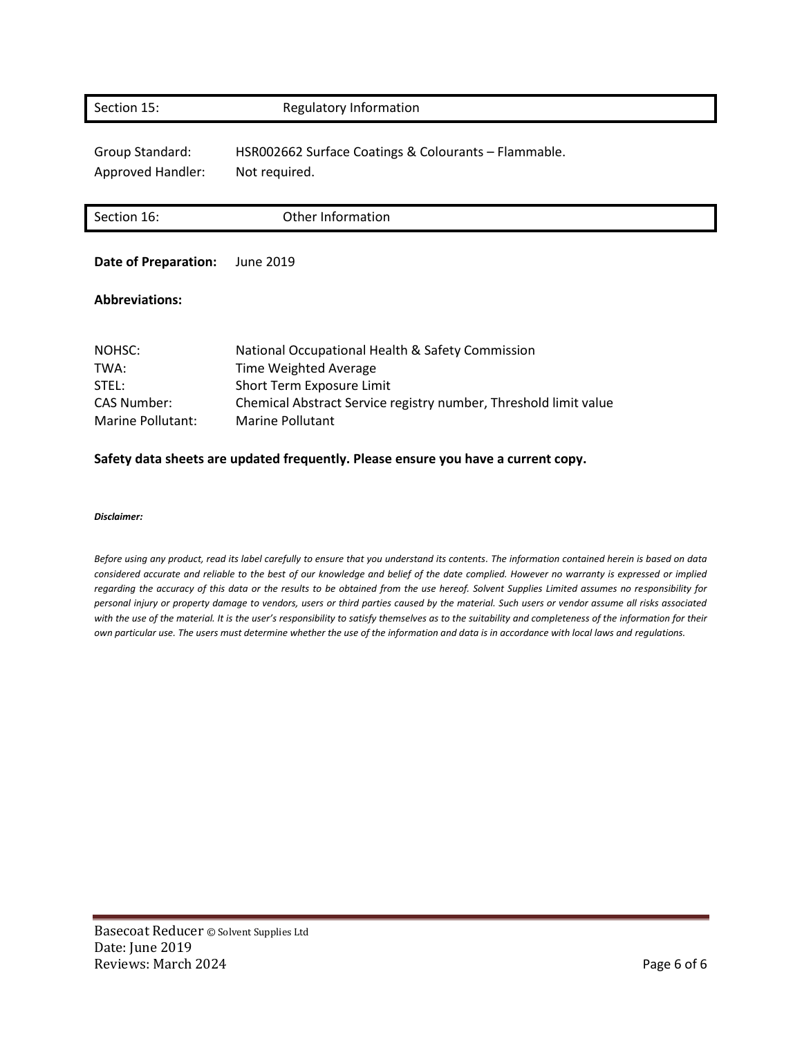## Section 15: Regulatory Information

| | |
|---|---|
| Group Standard: | HSR002662 Surface Coatings & Colourants – Flammable. |
| Approved Handler: | Not required. |

## Section 16: Other Information

**Date of Preparation:** June 2019

**Abbreviations:**

| | |
|---|---|
| NOHSC: | National Occupational Health & Safety Commission |
| TWA: | Time Weighted Average |
| STEL: | Short Term Exposure Limit |
| CAS Number: | Chemical Abstract Service registry number, Threshold limit value |
| Marine Pollutant: | Marine Pollutant |

**Safety data sheets are updated frequently. Please ensure you have a current copy.**

***Disclaimer:***

*Before using any product, read its label carefully to ensure that you understand its contents. The information contained herein is based on data considered accurate and reliable to the best of our knowledge and belief of the date complied. However no warranty is expressed or implied regarding the accuracy of this data or the results to be obtained from the use hereof. Solvent Supplies Limited assumes no responsibility for personal injury or property damage to vendors, users or third parties caused by the material. Such users or vendor assume all risks associated with the use of the material. It is the user's responsibility to satisfy themselves as to the suitability and completeness of the information for their own particular use. The users must determine whether the use of the information and data is in accordance with local laws and regulations.*